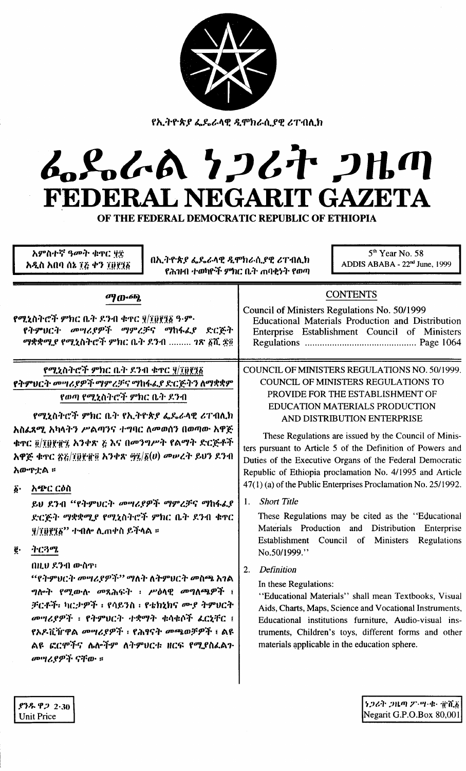የኢትዮጵያ ፌዴራላዊ ዲሞክራሲያዊ ሪፐብሊክ

# ፌዴራል ነጋሪት ጋዜጣ
# FEDERAL NEGARIT GAZETA
## OF THE FEDERAL DEMOCRATIC REPUBLIC OF ETHIOPIA

አምስተኛ ዓመት ቁጥር ፶፰
አዲስ አበባ ሰኔ ፲፭ ቀን ፲፱፻፺፩

በኢትዮጵያ ፌዴራላዊ ዲሞክራሲያዊ ሪፐብሊክ የሕዝብ ተወካዮች ምክር ቤት ጠባቂነት የወጣ

5th Year No. 58
ADDIS ABABA - 22nd June, 1999

## ማውጫ

የሚኒስትሮች ምክር ቤት ደንብ ቁጥር ፶/፲፱፻፺፩ ዓ.ም. የትምህርት መሣሪያዎች ማምረቻና ማከፋፈያ ድርጅት ማቋቋሚያ የሚኒስትሮች ምክር ቤት ደንብ ......... ገጽ ፩ሺ ፷፬

## CONTENTS

Council of Ministers Regulations No. 50/1999
Educational Materials Production and Distribution Enterprise Establishment Council of Ministers Regulations ............................................ Page 1064

### የሚኒስትሮች ምክር ቤት ደንብ ቁጥር ፶/፲፱፻፺፩
### የትምህርት መሣሪያዎች ማምረቻና ማከፋፈያ ድርጅትን ለማቋቋም የወጣ የሚኒስትሮች ምክር ቤት ደንብ

የሚኒስትሮች ምክር ቤት የኢትዮጵያ ፌዴራላዊ ሪፐብሊክ አስፈጻሚ አካላትን ሥልጣንና ተግባር ለመወሰን በወጣው አዋጅ ቁጥር ፬/፲፱፻፹፯ አንቀጽ ፭ እና በመንግሥት የልማት ድርጅቶች አዋጅ ቁጥር ፳፭/፲፱፻፹፬ አንቀጽ ፵፯/፩(ሀ) መሠረት ይህን ደንብ አውጥቷል ፡፡

፩· አጭር ርዕስ

ይህ ደንብ "የትምህርት መሣሪያዎች ማምረቻና ማከፋፈያ ድርጅት ማቋቋሚያ የሚኒስትሮች ምክር ቤት ደንብ ቁጥር ፶/፲፱፻፺፩" ተብሎ ሊጠቀስ ይችላል ፡፡

፪· ትርጓሜ

በዚህ ደንብ ውስጥ፣

"የትምህርት መሣሪያዎች" ማለት ለትምህርት መስጫ አገልግሎት የሚውሉ መጻሕፍት ፣ ሥዕላዊ መግለጫዎች ፣ ቻርቶች፣ ካርታዎች ፣ የሳይንስ ፣ የቴክኒክና ሙያ ትምህርት መሣሪያዎች ፣ የትምህርት ተቋማት ቁሳቁሶች ፈርኒቸር ፣ የኦዶቪዥዋል መሣሪያዎች ፣ የሕፃናት መጫወቻዎች ፣ ልዩ ልዩ ፎርሞችና ሌሎችም ለትምህርቱ ዘርፍ የሚያስፈልጉ መሣሪያዎች ናቸው ፡፡

### COUNCIL OF MINISTERS REGULATIONS NO. 50/1999.
### COUNCIL OF MINISTERS REGULATIONS TO PROVIDE FOR THE ESTABLISHMENT OF EDUCATION MATERIALS PRODUCTION AND DISTRIBUTION ENTERPRISE

These Regulations are issued by the Council of Ministers pursuant to Article 5 of the Definition of Powers and Duties of the Executive Organs of the Federal Democratic Republic of Ethiopia proclamation No. 4/1995 and Article 47(1) (a) of the Public Enterprises Proclamation No. 25/1992.

1. *Short Title*

These Regulations may be cited as the "Educational Materials Production and Distribution Enterprise Establishment Council of Ministers Regulations No.50/1999."

2. *Definition*

In these Regulations:

"Educational Materials" shall mean Textbooks, Visual Aids, Charts, Maps, Science and Vocational Instruments, Educational institutions furniture, Audio-visual instruments, Children's toys, different forms and other materials applicable in the education sphere.

ያንዱ ዋጋ 2·30
Unit Price

ነጋሪት ጋዜጣ ፖ·ሣ·ቁ· ፹ሺ፩
Negarit G.P.O.Box 80,001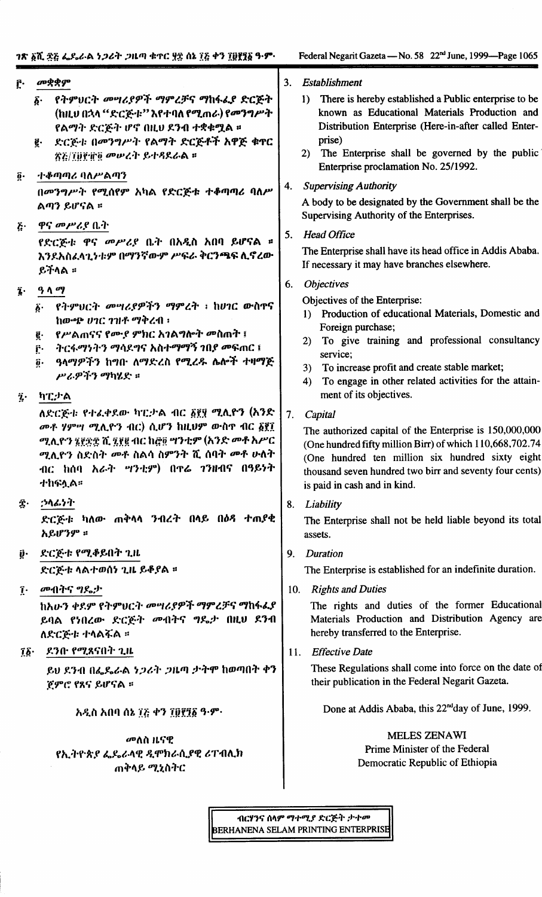፫· መቋቋም

፩· የትምህርት መሣሪያዎች ማምረቻና ማከፋፈያ ድርጅት (ከዚህ በኋላ "ድርጅቱ" እየተባለ የሚጠራ) የመንግሥት የልማት ድርጅት ሆኖ በዚህ ደንብ ተቋቁሟል ።

፪· ድርጅቱ በመንግሥት የልማት ድርጅቶች አዋጅ ቁጥር ፳፭/፲፱፻፹፬ መሠረት ይተዳደራል ።

፬· ተቆጣጣሪ ባለሥልጣን

በመንግሥት የሚሰየም አካል የድርጅቱ ተቆጣጣሪ ባለሥልጣን ይሆናል ።

፭· ዋና መሥሪያ ቤት

የድርጅቱ ዋና መሥሪያ ቤት በአዲስ አበባ ይሆናል ። እንደአስፈላጊነቱም በማንኛውም ሥፍራ ቅርንጫፍ ሊኖረው ይችላል ።

፮· ዓላማ

፩· የትምህርት መሣሪያዎችን ማምረት ፣ ከሀገር ውስጥና ከውጭ ሀገር ገዝቶ ማቅረብ ፤

፪· የሥልጠናና የሙያ ምክር አገልግሎት መስጠት ፤

፫· ትርፋማነትን ማሳደግና አስተማማኝ ገበያ መፍጠር ፤

፬· ዓላማዎችን ከግቡ ለማድረስ የሚረዱ ሌሎች ተዛማጅ ሥራዎችን ማካሄድ ።

፯· ካፒታል

ለድርጅቱ የተፈቀደው ካፒታል ብር ፩፻፶ ሚሊዮን (አንድ መቶ ሃምሣ ሚሊዮን ብር) ሲሆን ከዚህም ውስጥ ብር ፩፻፲ ሚሊዮን ፮፻፷፰ ሺ ፯፻፪ ብር ከ፸፬ ሳንቲም (አንድ መቶ አሥር ሚሊዮን ስድስት መቶ ስልሳ ስምንት ሺ ሰባት መቶ ሁለት ብር ከሰባ አራት ሳንቲም) በጥሬ ገንዘብና በዓይነት ተከፍሏል።

፰· ኃላፊነት

ድርጅቱ ካለው ጠቅላላ ንብረት በላይ በዕዳ ተጠያቂ አይሆንም ።

፱· ድርጅቱ የሚቆይበት ጊዜ

ድርጅቱ ላልተወሰነ ጊዜ ይቆያል ።

፲· መብትና ግዴታ

ከአሁን ቀደም የትምህርት መሣሪያዎች ማምረቻና ማከፋፈያ ድርጅት ይባል የነበረው ድርጅት መብትና ግዴታ በዚህ ደንብ ለድርጅቱ ተላልፏል ።

፲፩· ደንቡ የሚጸናበት ጊዜ

ይህ ደንብ በፌዴራል ነጋሪት ጋዜጣ ታትሞ ከወጣበት ቀን ጀምሮ የጸና ይሆናል ።

አዲስ አበባ ሰኔ ፲፭ ቀን ፲፱፻፺፩ ዓ·ም·

መለስ ዜናዊ
የኢትዮጵያ ፌዴራላዊ ዲሞክራሲያዊ ሪፐብሊክ ጠቅላይ ሚኒስትር

3. *Establishment*

1) There is hereby established a Public enterprise to be known as Educational Materials Production and Distribution Enterprise (Here-in-after called Enterprise)

2) The Enterprise shall be governed by the public Enterprise proclamation No. 25/1992.

4. *Supervising Authority*

A body to be designated by the Government shall be the Supervising Authority of the Enterprises.

5. *Head Office*

The Enterprise shall have its head office in Addis Ababa. If necessary it may have branches elsewhere.

6. *Objectives*

Objectives of the Enterprise:

1) Production of educational Materials, Domestic and Foreign purchase;

2) To give training and professional consultancy service;

3) To increase profit and create stable market;

4) To engage in other related activities for the attainment of its objectives.

7. *Capital*

The authorized capital of the Enterprise is 150,000,000 (One hundred fifty million Birr) of which 110,668,702.74 (One hundred ten million six hundred sixty eight thousand seven hundred two birr and seventy four cents) is paid in cash and in kind.

8. *Liability*

The Enterprise shall not be held liable beyond its total assets.

9. *Duration*

The Enterprise is established for an indefinite duration.

10. *Rights and Duties*

The rights and duties of the former Educational Materials Production and Distribution Agency are hereby transferred to the Enterprise.

11. *Effective Date*

These Regulations shall come into force on the date of their publication in the Federal Negarit Gazetta.

Done at Addis Ababa, this 22nd day of June, 1999.

MELES ZENAWI
Prime Minister of the Federal Democratic Republic of Ethiopia

ብርሃንና ሰላም ማተሚያ ድርጅት ታተመ
BERHANENA SELAM PRINTING ENTERPRISE